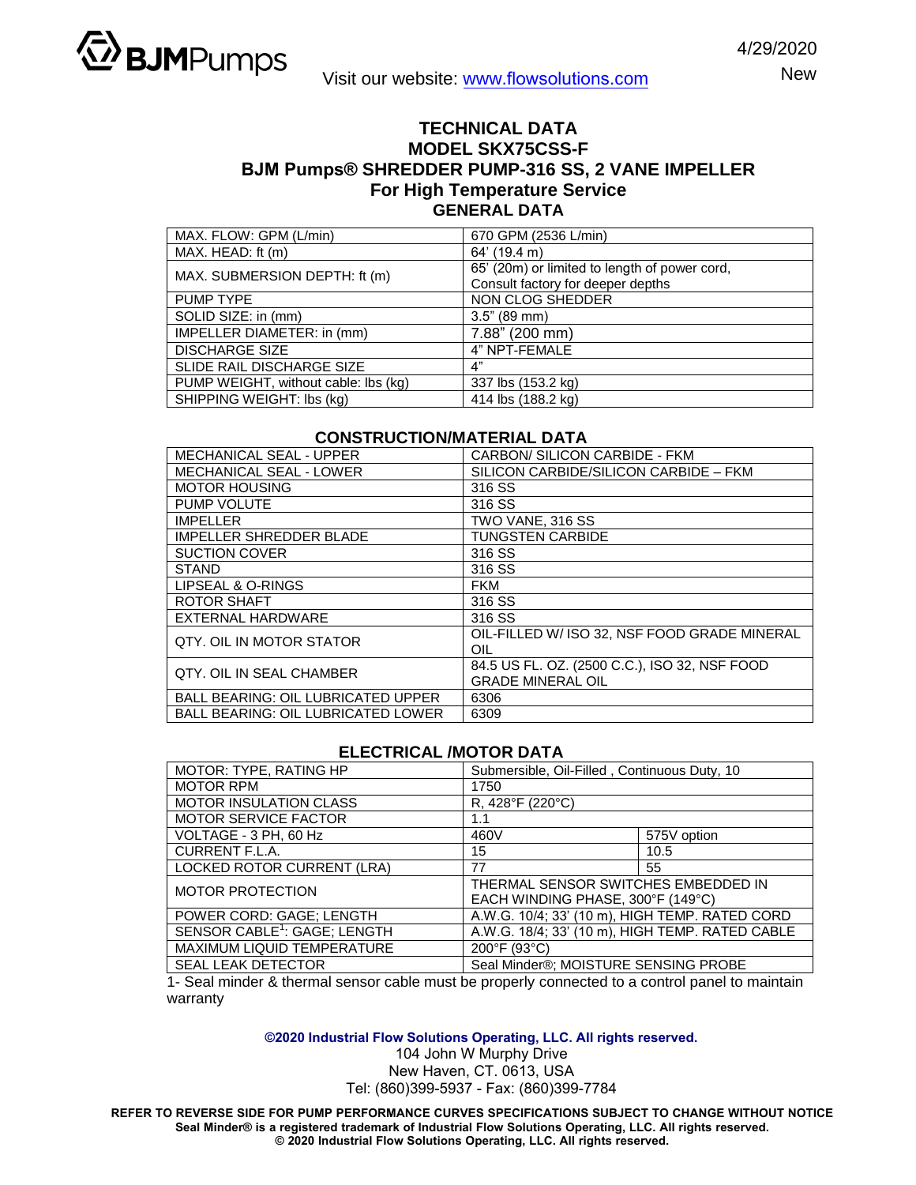BJMPumps

Visit our website: www.flowsolutions.com

4/29/2020

New

# TECHNICAL DATA
## MODEL SKX75CSS-F
## BJM Pumps® SHREDDER PUMP-316 SS, 2 VANE IMPELLER
## For High Temperature Service

### GENERAL DATA

| | |
|---|---|
| MAX. FLOW: GPM (L/min) | 670 GPM (2536 L/min) |
| MAX. HEAD: ft (m) | 64' (19.4 m) |
| MAX. SUBMERSION DEPTH: ft (m) | 65' (20m) or limited to length of power cord, Consult factory for deeper depths |
| PUMP TYPE | NON CLOG SHEDDER |
| SOLID SIZE: in (mm) | 3.5" (89 mm) |
| IMPELLER DIAMETER: in (mm) | 7.88" (200 mm) |
| DISCHARGE SIZE | 4" NPT-FEMALE |
| SLIDE RAIL DISCHARGE SIZE | 4" |
| PUMP WEIGHT, without cable: lbs (kg) | 337 lbs (153.2 kg) |
| SHIPPING WEIGHT: lbs (kg) | 414 lbs (188.2 kg) |

### CONSTRUCTION/MATERIAL DATA

| | |
|---|---|
| MECHANICAL SEAL - UPPER | CARBON/ SILICON CARBIDE - FKM |
| MECHANICAL SEAL - LOWER | SILICON CARBIDE/SILICON CARBIDE – FKM |
| MOTOR HOUSING | 316 SS |
| PUMP VOLUTE | 316 SS |
| IMPELLER | TWO VANE, 316 SS |
| IMPELLER SHREDDER BLADE | TUNGSTEN CARBIDE |
| SUCTION COVER | 316 SS |
| STAND | 316 SS |
| LIPSEAL & O-RINGS | FKM |
| ROTOR SHAFT | 316 SS |
| EXTERNAL HARDWARE | 316 SS |
| QTY. OIL IN MOTOR STATOR | OIL-FILLED W/ ISO 32, NSF FOOD GRADE MINERAL OIL |
| QTY. OIL IN SEAL CHAMBER | 84.5 US FL. OZ. (2500 C.C.), ISO 32, NSF FOOD GRADE MINERAL OIL |
| BALL BEARING: OIL LUBRICATED UPPER | 6306 |
| BALL BEARING: OIL LUBRICATED LOWER | 6309 |

### ELECTRICAL /MOTOR DATA

| | | |
|---|---|---|
| MOTOR: TYPE, RATING HP | Submersible, Oil-Filled , Continuous Duty, 10 | |
| MOTOR RPM | 1750 | |
| MOTOR INSULATION CLASS | R, 428°F (220°C) | |
| MOTOR SERVICE FACTOR | 1.1 | |
| VOLTAGE - 3 PH, 60 Hz | 460V | 575V option |
| CURRENT F.L.A. | 15 | 10.5 |
| LOCKED ROTOR CURRENT (LRA) | 77 | 55 |
| MOTOR PROTECTION | THERMAL SENSOR SWITCHES EMBEDDED IN EACH WINDING PHASE, 300°F (149°C) | |
| POWER CORD: GAGE; LENGTH | A.W.G. 10/4; 33' (10 m), HIGH TEMP. RATED CORD | |
| SENSOR CABLE[1]: GAGE; LENGTH | A.W.G. 18/4; 33' (10 m), HIGH TEMP. RATED CABLE | |
| MAXIMUM LIQUID TEMPERATURE | 200°F (93°C) | |
| SEAL LEAK DETECTOR | Seal Minder®; MOISTURE SENSING PROBE | |

1- Seal minder & thermal sensor cable must be properly connected to a control panel to maintain warranty

**©2020 Industrial Flow Solutions Operating, LLC. All rights reserved.**

104 John W Murphy Drive
New Haven, CT. 0613, USA
Tel: (860)399-5937 - Fax: (860)399-7784

**REFER TO REVERSE SIDE FOR PUMP PERFORMANCE CURVES SPECIFICATIONS SUBJECT TO CHANGE WITHOUT NOTICE**
**Seal Minder® is a registered trademark of Industrial Flow Solutions Operating, LLC. All rights reserved.**
**© 2020 Industrial Flow Solutions Operating, LLC. All rights reserved.**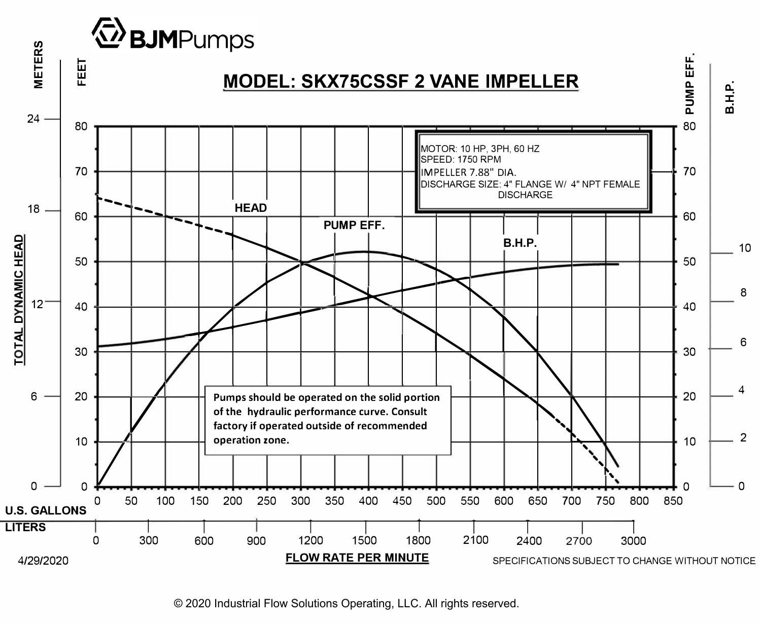BJMPumps

# MODEL: SKX75CSSF 2 VANE IMPELLER

MOTOR: 10 HP, 3PH, 60 HZ
SPEED: 1750 RPM
IMPELLER 7.88" DIA.
DISCHARGE SIZE: 4" FLANGE W/ 4" NPT FEMALE DISCHARGE

METERS
FEET
TOTAL DYNAMIC HEAD
PUMP EFF.
B.H.P.

HEAD
PUMP EFF.
B.H.P.

METERS: 24, 18, 12, 6, 0
FEET: 80, 70, 60, 50, 40, 30, 20, 10, 0
PUMP EFF.: 80, 70, 60, 50, 40, 30, 20, 10, 0
B.H.P.: 10, 8, 6, 4, 2, 0

Pumps should be operated on the solid portion of the hydraulic performance curve. Consult factory if operated outside of recommended operation zone.

U.S. GALLONS: 0, 50, 100, 150, 200, 250, 300, 350, 400, 450, 500, 550, 600, 650, 700, 750, 800, 850
LITERS: 0, 300, 600, 900, 1200, 1500, 1800, 2100, 2400, 2700, 3000

**FLOW RATE PER MINUTE**

4/29/2020

SPECIFICATIONS SUBJECT TO CHANGE WITHOUT NOTICE

© 2020 Industrial Flow Solutions Operating, LLC. All rights reserved.